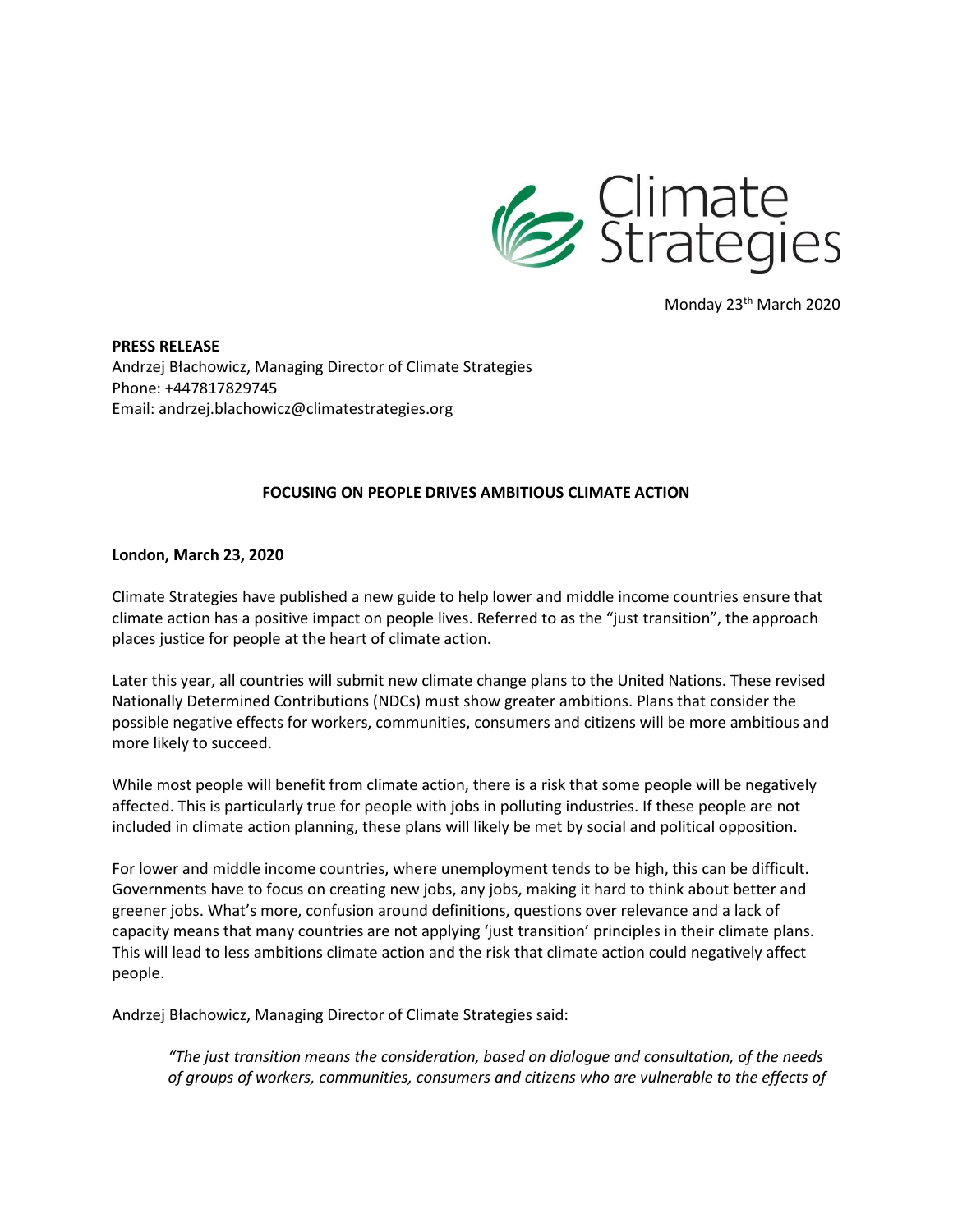Climate Strategies

Monday 23th March 2020

**PRESS RELEASE**
Andrzej Błachowicz, Managing Director of Climate Strategies
Phone: +447817829745
Email: andrzej.blachowicz@climatestrategies.org

**FOCUSING ON PEOPLE DRIVES AMBITIOUS CLIMATE ACTION**

**London, March 23, 2020**

Climate Strategies have published a new guide to help lower and middle income countries ensure that climate action has a positive impact on people lives. Referred to as the "just transition", the approach places justice for people at the heart of climate action.

Later this year, all countries will submit new climate change plans to the United Nations. These revised Nationally Determined Contributions (NDCs) must show greater ambitions. Plans that consider the possible negative effects for workers, communities, consumers and citizens will be more ambitious and more likely to succeed.

While most people will benefit from climate action, there is a risk that some people will be negatively affected. This is particularly true for people with jobs in polluting industries. If these people are not included in climate action planning, these plans will likely be met by social and political opposition.

For lower and middle income countries, where unemployment tends to be high, this can be difficult. Governments have to focus on creating new jobs, any jobs, making it hard to think about better and greener jobs. What's more, confusion around definitions, questions over relevance and a lack of capacity means that many countries are not applying 'just transition' principles in their climate plans. This will lead to less ambitions climate action and the risk that climate action could negatively affect people.

Andrzej Błachowicz, Managing Director of Climate Strategies said:

> *"The just transition means the consideration, based on dialogue and consultation, of the needs of groups of workers, communities, consumers and citizens who are vulnerable to the effects of*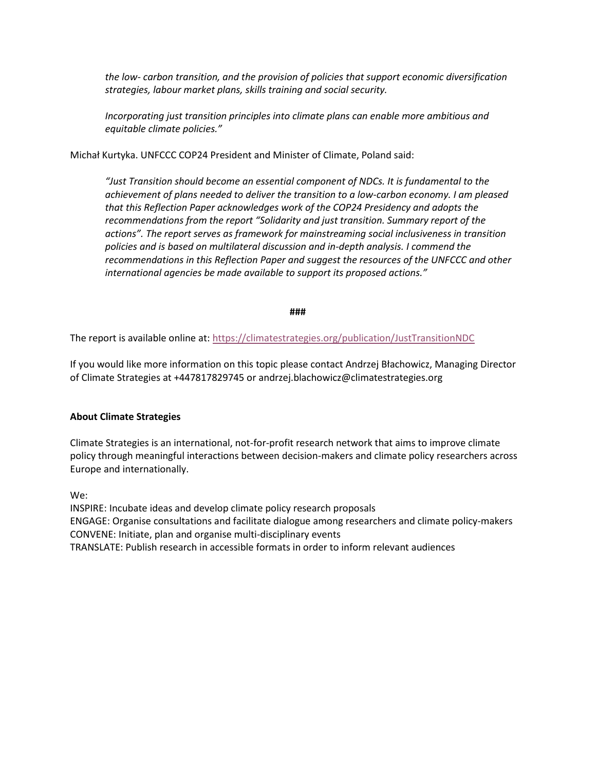*the low- carbon transition, and the provision of policies that support economic diversification strategies, labour market plans, skills training and social security.*

*Incorporating just transition principles into climate plans can enable more ambitious and equitable climate policies."*

Michał Kurtyka. UNFCCC COP24 President and Minister of Climate, Poland said:

*"Just Transition should become an essential component of NDCs. It is fundamental to the achievement of plans needed to deliver the transition to a low-carbon economy. I am pleased that this Reflection Paper acknowledges work of the COP24 Presidency and adopts the recommendations from the report "Solidarity and just transition. Summary report of the actions". The report serves as framework for mainstreaming social inclusiveness in transition policies and is based on multilateral discussion and in-depth analysis. I commend the recommendations in this Reflection Paper and suggest the resources of the UNFCCC and other international agencies be made available to support its proposed actions."*

**###**

The report is available online at: https://climatestrategies.org/publication/JustTransitionNDC

If you would like more information on this topic please contact Andrzej Błachowicz, Managing Director of Climate Strategies at +447817829745 or andrzej.blachowicz@climatestrategies.org

**About Climate Strategies**

Climate Strategies is an international, not-for-profit research network that aims to improve climate policy through meaningful interactions between decision-makers and climate policy researchers across Europe and internationally.

We:
INSPIRE: Incubate ideas and develop climate policy research proposals
ENGAGE: Organise consultations and facilitate dialogue among researchers and climate policy-makers
CONVENE: Initiate, plan and organise multi-disciplinary events
TRANSLATE: Publish research in accessible formats in order to inform relevant audiences